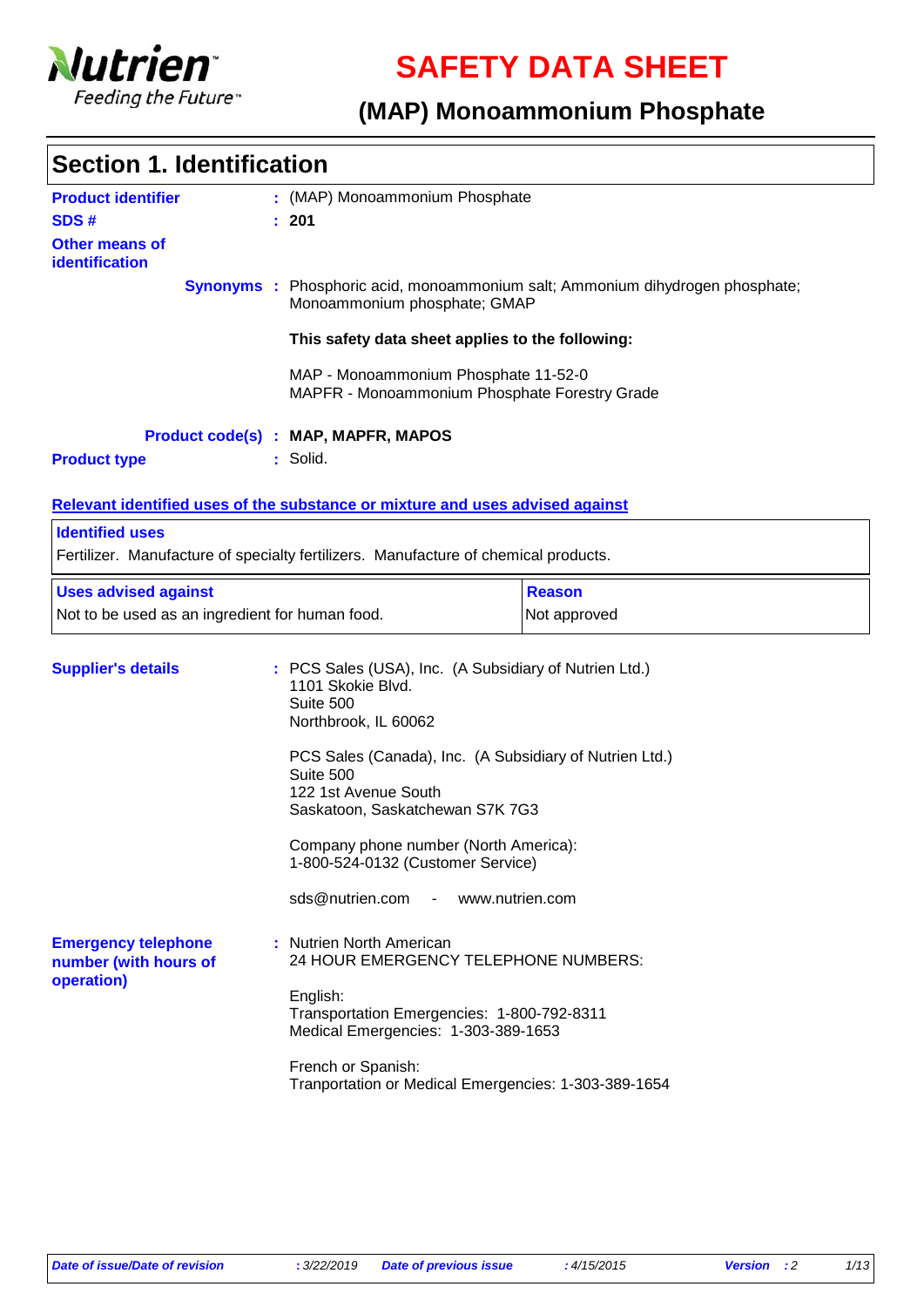# SAFETY DATA SHEET

## (MAP) Monoammonium Phosphate

## Section 1. Identification

**Product identifier** : (MAP) Monoammonium Phosphate

**SDS #** : **201**

**Other means of identification**

**Synonyms** : Phosphoric acid, monoammonium salt; Ammonium dihydrogen phosphate; Monoammonium phosphate; GMAP

**This safety data sheet applies to the following:**

MAP - Monoammonium Phosphate 11-52-0
MAPFR - Monoammonium Phosphate Forestry Grade

**Product code(s)** : **MAP, MAPFR, MAPOS**

**Product type** : Solid.

**Relevant identified uses of the substance or mixture and uses advised against**

| Identified uses |
|---|
| Fertilizer. Manufacture of specialty fertilizers. Manufacture of chemical products. |

| Uses advised against | Reason |
|---|---|
| Not to be used as an ingredient for human food. | Not approved |

**Supplier's details** : PCS Sales (USA), Inc. (A Subsidiary of Nutrien Ltd.)
1101 Skokie Blvd.
Suite 500
Northbrook, IL 60062

PCS Sales (Canada), Inc. (A Subsidiary of Nutrien Ltd.)
Suite 500
122 1st Avenue South
Saskatoon, Saskatchewan S7K 7G3

Company phone number (North America):
1-800-524-0132 (Customer Service)

sds@nutrien.com - www.nutrien.com

**Emergency telephone number (with hours of operation)** : Nutrien North American
24 HOUR EMERGENCY TELEPHONE NUMBERS:

English:
Transportation Emergencies: 1-800-792-8311
Medical Emergencies: 1-303-389-1653

French or Spanish:
Tranportation or Medical Emergencies: 1-303-389-1654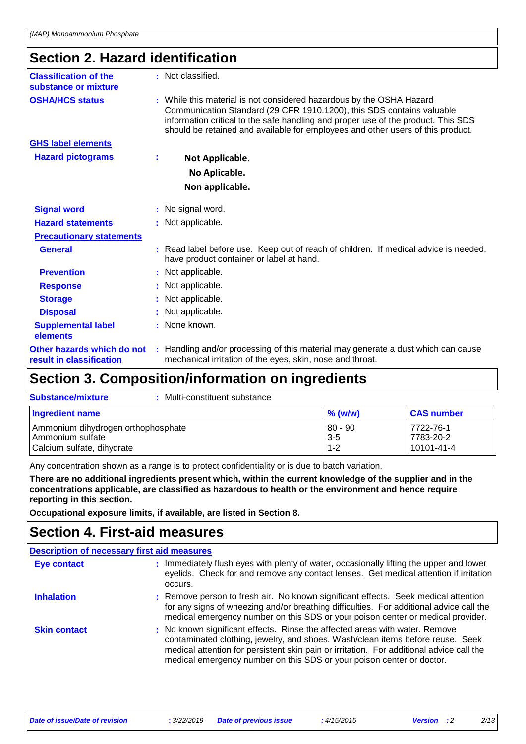## Section 2. Hazard identification

**Classification of the substance or mixture** : Not classified.

**OSHA/HCS status** : While this material is not considered hazardous by the OSHA Hazard Communication Standard (29 CFR 1910.1200), this SDS contains valuable information critical to the safe handling and proper use of the product. This SDS should be retained and available for employees and other users of this product.

**GHS label elements**

**Hazard pictograms** :

**Not Applicable.**
**No Aplicable.**
**Non applicable.**

**Signal word** : No signal word.

**Hazard statements** : Not applicable.

**Precautionary statements**

**General** : Read label before use. Keep out of reach of children. If medical advice is needed, have product container or label at hand.

**Prevention** : Not applicable.

**Response** : Not applicable.

**Storage** : Not applicable.

**Disposal** : Not applicable.

**Supplemental label elements** : None known.

**Other hazards which do not result in classification** : Handling and/or processing of this material may generate a dust which can cause mechanical irritation of the eyes, skin, nose and throat.

## Section 3. Composition/information on ingredients

**Substance/mixture** : Multi-constituent substance

| Ingredient name | % (w/w) | CAS number |
|---|---|---|
| Ammonium dihydrogen orthophosphate | 80 - 90 | 7722-76-1 |
| Ammonium sulfate | 3-5 | 7783-20-2 |
| Calcium sulfate, dihydrate | 1-2 | 10101-41-4 |

Any concentration shown as a range is to protect confidentiality or is due to batch variation.

**There are no additional ingredients present which, within the current knowledge of the supplier and in the concentrations applicable, are classified as hazardous to health or the environment and hence require reporting in this section.**

**Occupational exposure limits, if available, are listed in Section 8.**

## Section 4. First-aid measures

**Description of necessary first aid measures**

**Eye contact** : Immediately flush eyes with plenty of water, occasionally lifting the upper and lower eyelids. Check for and remove any contact lenses. Get medical attention if irritation occurs.

**Inhalation** : Remove person to fresh air. No known significant effects. Seek medical attention for any signs of wheezing and/or breathing difficulties. For additional advice call the medical emergency number on this SDS or your poison center or medical provider.

**Skin contact** : No known significant effects. Rinse the affected areas with water. Remove contaminated clothing, jewelry, and shoes. Wash/clean items before reuse. Seek medical attention for persistent skin pain or irritation. For additional advice call the medical emergency number on this SDS or your poison center or doctor.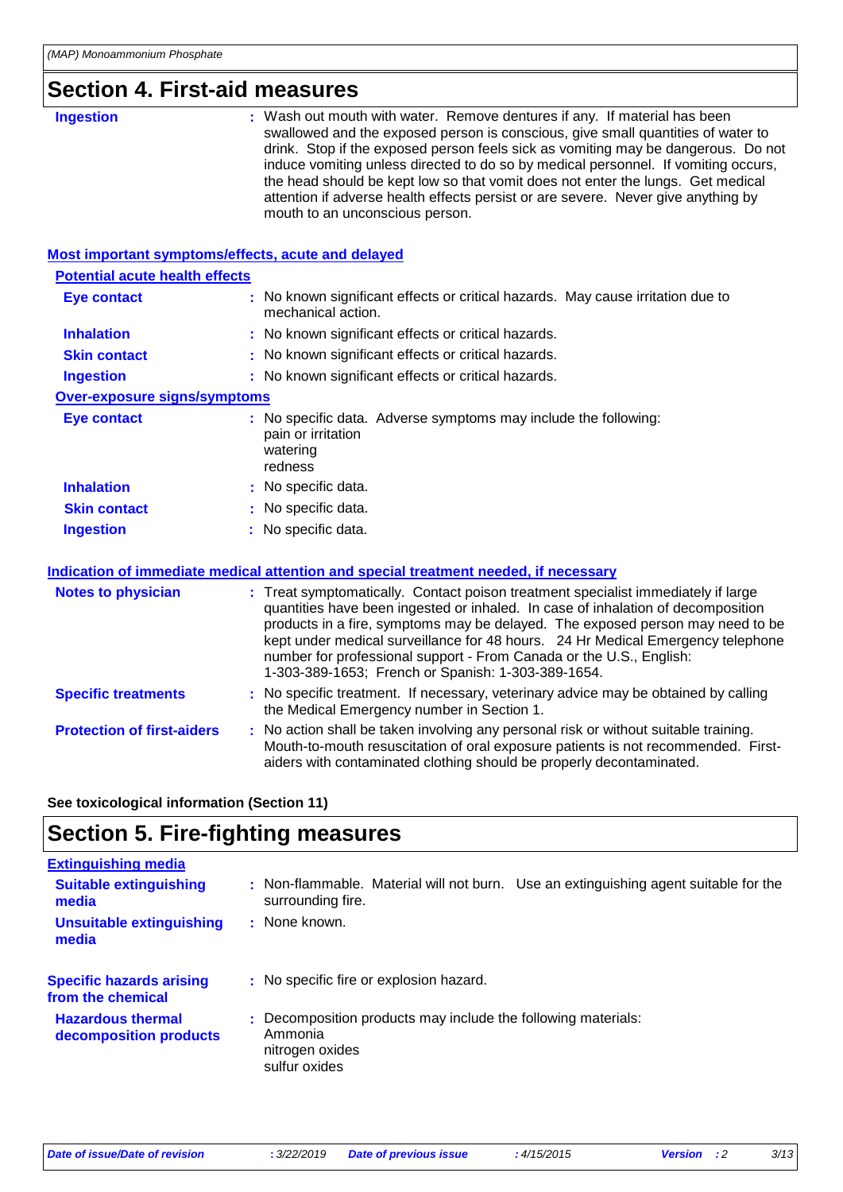## Section 4. First-aid measures

**Ingestion** : Wash out mouth with water. Remove dentures if any. If material has been swallowed and the exposed person is conscious, give small quantities of water to drink. Stop if the exposed person feels sick as vomiting may be dangerous. Do not induce vomiting unless directed to do so by medical personnel. If vomiting occurs, the head should be kept low so that vomit does not enter the lungs. Get medical attention if adverse health effects persist or are severe. Never give anything by mouth to an unconscious person.

### Most important symptoms/effects, acute and delayed

**Potential acute health effects**

**Eye contact** : No known significant effects or critical hazards. May cause irritation due to mechanical action.

**Inhalation** : No known significant effects or critical hazards.

**Skin contact** : No known significant effects or critical hazards.

**Ingestion** : No known significant effects or critical hazards.

**Over-exposure signs/symptoms**

**Eye contact** : No specific data. Adverse symptoms may include the following:
pain or irritation
watering
redness

**Inhalation** : No specific data.

**Skin contact** : No specific data.

**Ingestion** : No specific data.

### Indication of immediate medical attention and special treatment needed, if necessary

**Notes to physician** : Treat symptomatically. Contact poison treatment specialist immediately if large quantities have been ingested or inhaled. In case of inhalation of decomposition products in a fire, symptoms may be delayed. The exposed person may need to be kept under medical surveillance for 48 hours. 24 Hr Medical Emergency telephone number for professional support - From Canada or the U.S., English: 1-303-389-1653; French or Spanish: 1-303-389-1654.

**Specific treatments** : No specific treatment. If necessary, veterinary advice may be obtained by calling the Medical Emergency number in Section 1.

**Protection of first-aiders** : No action shall be taken involving any personal risk or without suitable training. Mouth-to-mouth resuscitation of oral exposure patients is not recommended. First-aiders with contaminated clothing should be properly decontaminated.

**See toxicological information (Section 11)**

## Section 5. Fire-fighting measures

### Extinguishing media

**Suitable extinguishing media** : Non-flammable. Material will not burn. Use an extinguishing agent suitable for the surrounding fire.

**Unsuitable extinguishing media** : None known.

**Specific hazards arising from the chemical** : No specific fire or explosion hazard.

**Hazardous thermal decomposition products** : Decomposition products may include the following materials:
Ammonia
nitrogen oxides
sulfur oxides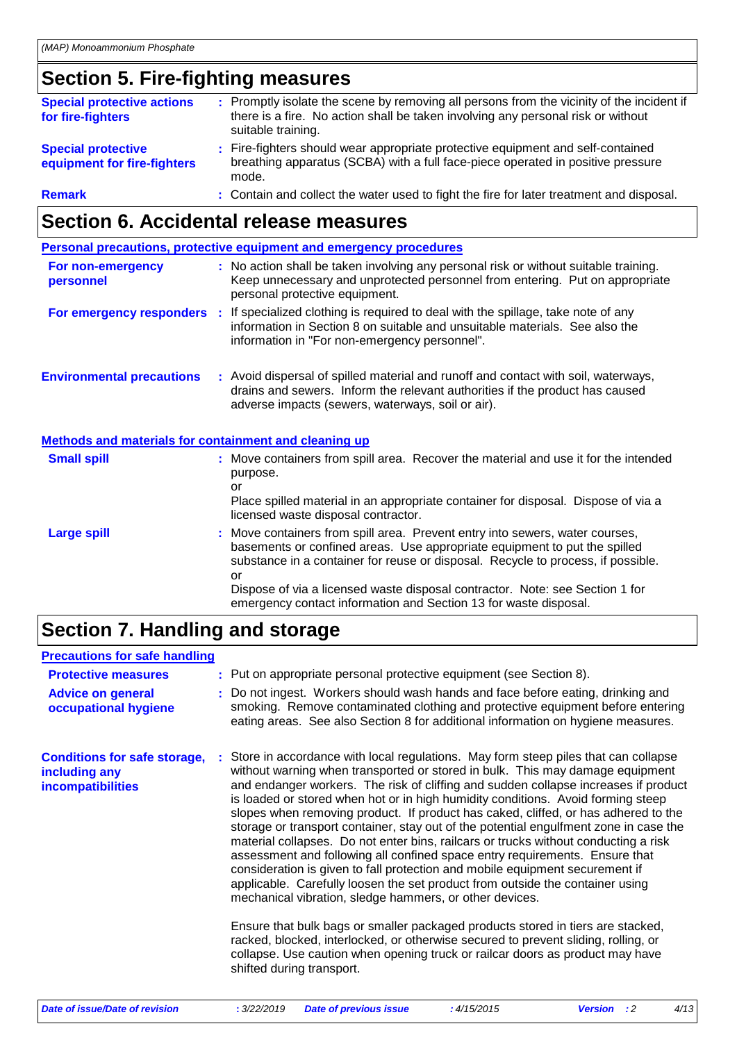## Section 5. Fire-fighting measures

**Special protective actions for fire-fighters** : Promptly isolate the scene by removing all persons from the vicinity of the incident if there is a fire. No action shall be taken involving any personal risk or without suitable training.

**Special protective equipment for fire-fighters** : Fire-fighters should wear appropriate protective equipment and self-contained breathing apparatus (SCBA) with a full face-piece operated in positive pressure mode.

**Remark** : Contain and collect the water used to fight the fire for later treatment and disposal.

## Section 6. Accidental release measures

### Personal precautions, protective equipment and emergency procedures

**For non-emergency personnel** : No action shall be taken involving any personal risk or without suitable training. Keep unnecessary and unprotected personnel from entering. Put on appropriate personal protective equipment.

**For emergency responders** : If specialized clothing is required to deal with the spillage, take note of any information in Section 8 on suitable and unsuitable materials. See also the information in "For non-emergency personnel".

**Environmental precautions** : Avoid dispersal of spilled material and runoff and contact with soil, waterways, drains and sewers. Inform the relevant authorities if the product has caused adverse impacts (sewers, waterways, soil or air).

### Methods and materials for containment and cleaning up

**Small spill** : Move containers from spill area. Recover the material and use it for the intended purpose.
or
Place spilled material in an appropriate container for disposal. Dispose of via a licensed waste disposal contractor.

**Large spill** : Move containers from spill area. Prevent entry into sewers, water courses, basements or confined areas. Use appropriate equipment to put the spilled substance in a container for reuse or disposal. Recycle to process, if possible.
or
Dispose of via a licensed waste disposal contractor. Note: see Section 1 for emergency contact information and Section 13 for waste disposal.

## Section 7. Handling and storage

### Precautions for safe handling

**Protective measures** : Put on appropriate personal protective equipment (see Section 8).

**Advice on general occupational hygiene** : Do not ingest. Workers should wash hands and face before eating, drinking and smoking. Remove contaminated clothing and protective equipment before entering eating areas. See also Section 8 for additional information on hygiene measures.

**Conditions for safe storage, including any incompatibilities** : Store in accordance with local regulations. May form steep piles that can collapse without warning when transported or stored in bulk. This may damage equipment and endanger workers. The risk of cliffing and sudden collapse increases if product is loaded or stored when hot or in high humidity conditions. Avoid forming steep slopes when removing product. If product has caked, cliffed, or has adhered to the storage or transport container, stay out of the potential engulfment zone in case the material collapses. Do not enter bins, railcars or trucks without conducting a risk assessment and following all confined space entry requirements. Ensure that consideration is given to fall protection and mobile equipment securement if applicable. Carefully loosen the set product from outside the container using mechanical vibration, sledge hammers, or other devices.

Ensure that bulk bags or smaller packaged products stored in tiers are stacked, racked, blocked, interlocked, or otherwise secured to prevent sliding, rolling, or collapse. Use caution when opening truck or railcar doors as product may have shifted during transport.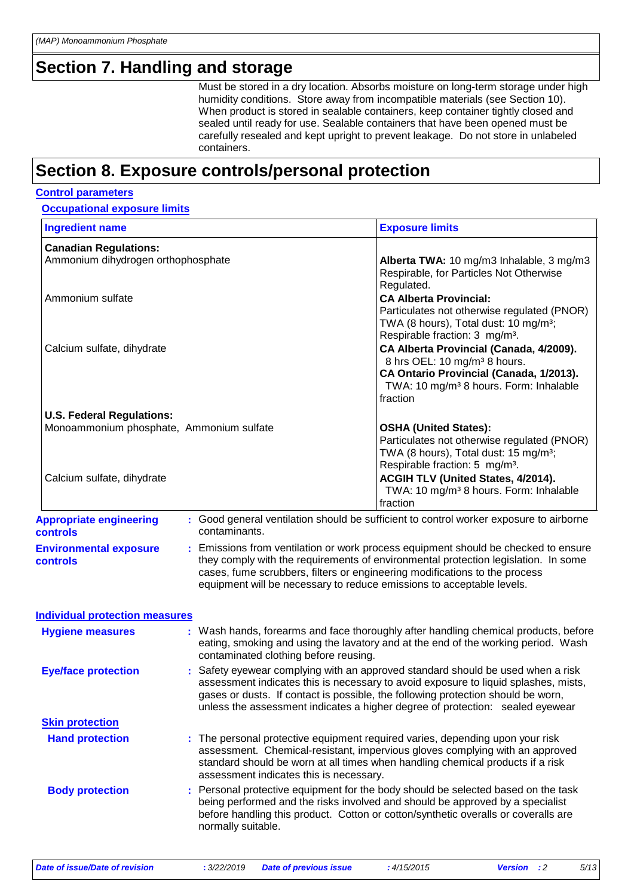## Section 7. Handling and storage

Must be stored in a dry location. Absorbs moisture on long-term storage under high humidity conditions. Store away from incompatible materials (see Section 10). When product is stored in sealable containers, keep container tightly closed and sealed until ready for use. Sealable containers that have been opened must be carefully resealed and kept upright to prevent leakage. Do not store in unlabeled containers.

## Section 8. Exposure controls/personal protection

### Control parameters

#### Occupational exposure limits

| Ingredient name | Exposure limits |
| --- | --- |
| **Canadian Regulations:** | |
| Ammonium dihydrogen orthophosphate | **Alberta TWA:** 10 mg/m3 Inhalable, 3 mg/m3 Respirable, for Particles Not Otherwise Regulated. |
| Ammonium sulfate | **CA Alberta Provincial:** Particulates not otherwise regulated (PNOR) TWA (8 hours), Total dust: 10 mg/m³; Respirable fraction: 3 mg/m³. |
| Calcium sulfate, dihydrate | **CA Alberta Provincial (Canada, 4/2009).** 8 hrs OEL: 10 mg/m³ 8 hours. **CA Ontario Provincial (Canada, 1/2013).** TWA: 10 mg/m³ 8 hours. Form: Inhalable fraction |
| **U.S. Federal Regulations:** | |
| Monoammonium phosphate, Ammonium sulfate | **OSHA (United States):** Particulates not otherwise regulated (PNOR) TWA (8 hours), Total dust: 15 mg/m³; Respirable fraction: 5 mg/m³. |
| Calcium sulfate, dihydrate | **ACGIH TLV (United States, 4/2014).** TWA: 10 mg/m³ 8 hours. Form: Inhalable fraction |

**Appropriate engineering controls** : Good general ventilation should be sufficient to control worker exposure to airborne contaminants.

**Environmental exposure controls** : Emissions from ventilation or work process equipment should be checked to ensure they comply with the requirements of environmental protection legislation. In some cases, fume scrubbers, filters or engineering modifications to the process equipment will be necessary to reduce emissions to acceptable levels.

### Individual protection measures

**Hygiene measures** : Wash hands, forearms and face thoroughly after handling chemical products, before eating, smoking and using the lavatory and at the end of the working period. Wash contaminated clothing before reusing.

**Eye/face protection** : Safety eyewear complying with an approved standard should be used when a risk assessment indicates this is necessary to avoid exposure to liquid splashes, mists, gases or dusts. If contact is possible, the following protection should be worn, unless the assessment indicates a higher degree of protection: sealed eyewear

#### Skin protection

**Hand protection** : The personal protective equipment required varies, depending upon your risk assessment. Chemical-resistant, impervious gloves complying with an approved standard should be worn at all times when handling chemical products if a risk assessment indicates this is necessary.

**Body protection** : Personal protective equipment for the body should be selected based on the task being performed and the risks involved and should be approved by a specialist before handling this product. Cotton or cotton/synthetic overalls or coverals are normally suitable.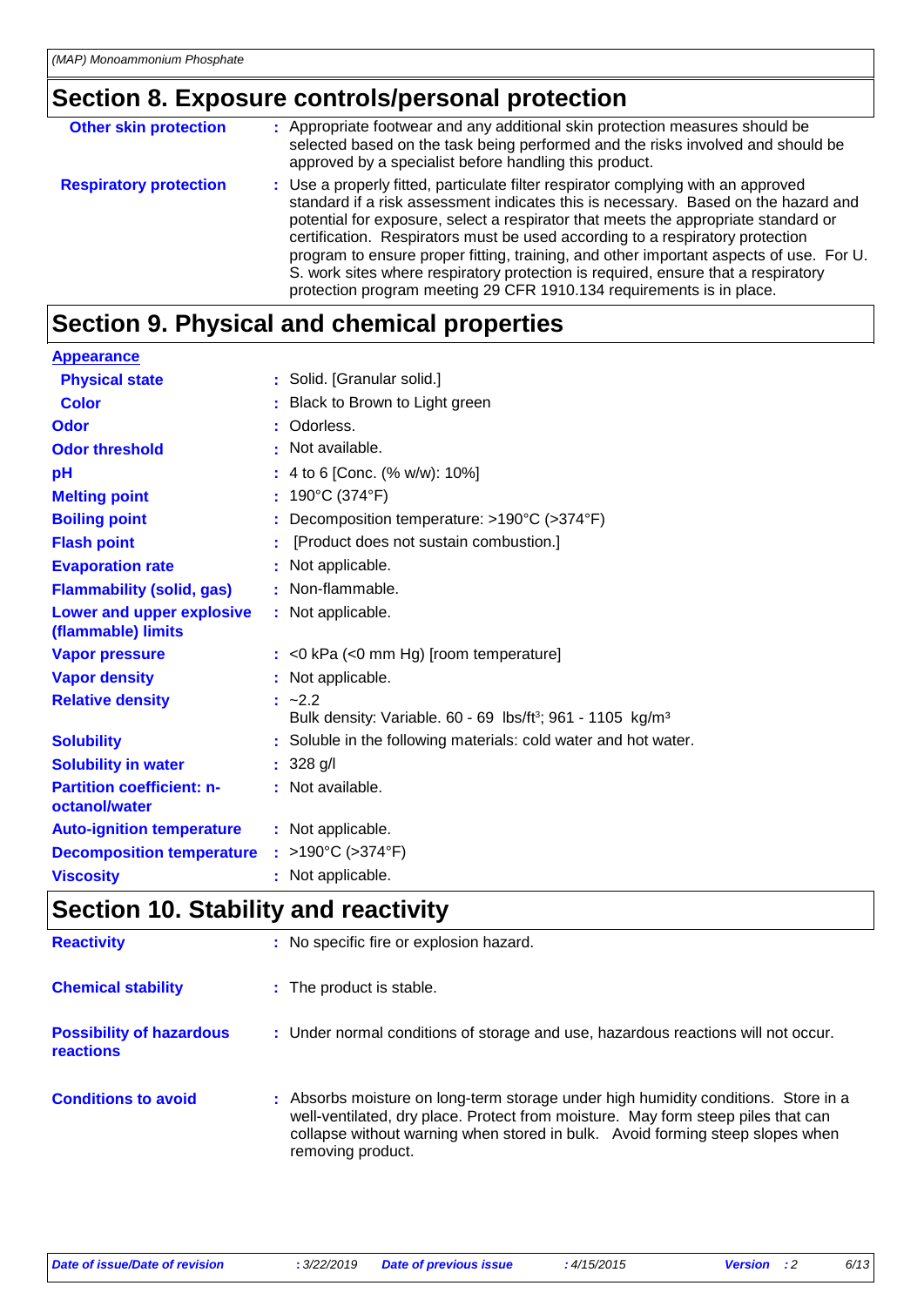## Section 8. Exposure controls/personal protection

| | |
|---|---|
| **Other skin protection** | : Appropriate footwear and any additional skin protection measures should be selected based on the task being performed and the risks involved and should be approved by a specialist before handling this product. |
| **Respiratory protection** | : Use a properly fitted, particulate filter respirator complying with an approved standard if a risk assessment indicates this is necessary. Based on the hazard and potential for exposure, select a respirator that meets the appropriate standard or certification. Respirators must be used according to a respiratory protection program to ensure proper fitting, training, and other important aspects of use. For U. S. work sites where respiratory protection is required, ensure that a respiratory protection program meeting 29 CFR 1910.134 requirements is in place. |

## Section 9. Physical and chemical properties

**Appearance**

| | |
|---|---|
| **Physical state** | : Solid. [Granular solid.] |
| **Color** | : Black to Brown to Light green |
| **Odor** | : Odorless. |
| **Odor threshold** | : Not available. |
| **pH** | : 4 to 6 [Conc. (% w/w): 10%] |
| **Melting point** | : 190°C (374°F) |
| **Boiling point** | : Decomposition temperature: >190°C (>374°F) |
| **Flash point** | : [Product does not sustain combustion.] |
| **Evaporation rate** | : Not applicable. |
| **Flammability (solid, gas)** | : Non-flammable. |
| **Lower and upper explosive (flammable) limits** | : Not applicable. |
| **Vapor pressure** | : <0 kPa (<0 mm Hg) [room temperature] |
| **Vapor density** | : Not applicable. |
| **Relative density** | : ~2.2<br>Bulk density: Variable. 60 - 69 lbs/ft³; 961 - 1105 kg/m³ |
| **Solubility** | : Soluble in the following materials: cold water and hot water. |
| **Solubility in water** | : 328 g/l |
| **Partition coefficient: n-octanol/water** | : Not available. |
| **Auto-ignition temperature** | : Not applicable. |
| **Decomposition temperature** | : >190°C (>374°F) |
| **Viscosity** | : Not applicable. |

## Section 10. Stability and reactivity

| | |
|---|---|
| **Reactivity** | : No specific fire or explosion hazard. |
| **Chemical stability** | : The product is stable. |
| **Possibility of hazardous reactions** | : Under normal conditions of storage and use, hazardous reactions will not occur. |
| **Conditions to avoid** | : Absorbs moisture on long-term storage under high humidity conditions. Store in a well-ventilated, dry place. Protect from moisture. May form steep piles that can collapse without warning when stored in bulk. Avoid forming steep slopes when removing product. |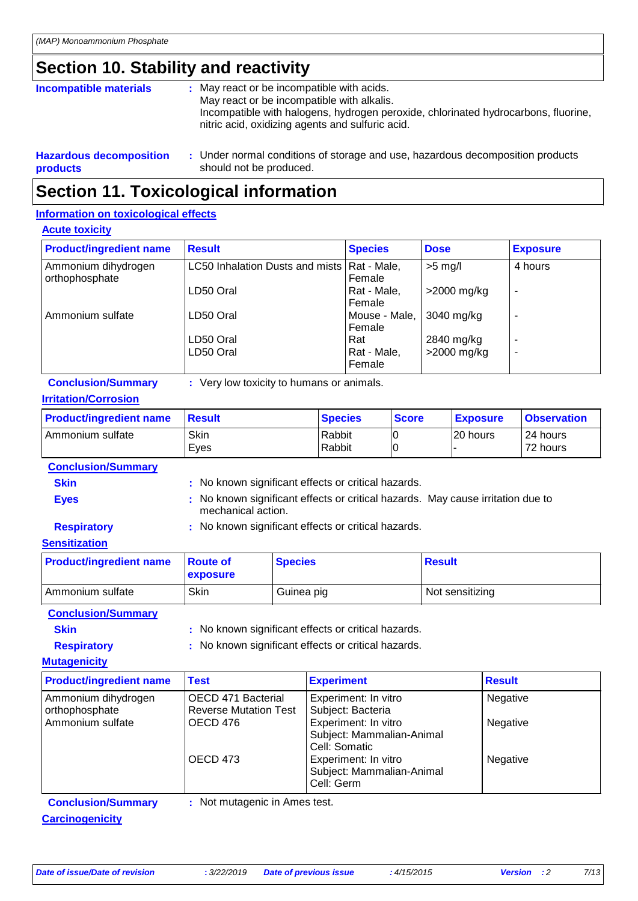## Section 10. Stability and reactivity

**Incompatible materials** : May react or be incompatible with acids.
May react or be incompatible with alkalis.
Incompatible with halogens, hydrogen peroxide, chlorinated hydrocarbons, fluorine, nitric acid, oxidizing agents and sulfuric acid.

**Hazardous decomposition products** : Under normal conditions of storage and use, hazardous decomposition products should not be produced.

## Section 11. Toxicological information

### Information on toxicological effects

#### Acute toxicity

| Product/ingredient name | Result | Species | Dose | Exposure |
|---|---|---|---|---|
| Ammonium dihydrogen orthophosphate | LC50 Inhalation Dusts and mists | Rat - Male, Female | >5 mg/l | 4 hours |
| | LD50 Oral | Rat - Male, Female | >2000 mg/kg | - |
| Ammonium sulfate | LD50 Oral | Mouse - Male, Female | 3040 mg/kg | - |
| | LD50 Oral | Rat | 2840 mg/kg | - |
| | LD50 Oral | Rat - Male, Female | >2000 mg/kg | - |

**Conclusion/Summary** : Very low toxicity to humans or animals.

#### Irritation/Corrosion

| Product/ingredient name | Result | Species | Score | Exposure | Observation |
|---|---|---|---|---|---|
| Ammonium sulfate | Skin | Rabbit | 0 | 20 hours | 24 hours |
| | Eyes | Rabbit | 0 | - | 72 hours |

**Conclusion/Summary**

**Skin** : No known significant effects or critical hazards.

**Eyes** : No known significant effects or critical hazards. May cause irritation due to mechanical action.

**Respiratory** : No known significant effects or critical hazards.

#### Sensitization

| Product/ingredient name | Route of exposure | Species | Result |
|---|---|---|---|
| Ammonium sulfate | Skin | Guinea pig | Not sensitizing |

**Conclusion/Summary**

**Skin** : No known significant effects or critical hazards.

**Respiratory** : No known significant effects or critical hazards.

#### Mutagenicity

| Product/ingredient name | Test | Experiment | Result |
|---|---|---|---|
| Ammonium dihydrogen orthophosphate | OECD 471 Bacterial Reverse Mutation Test | Experiment: In vitro<br>Subject: Bacteria | Negative |
| Ammonium sulfate | OECD 476 | Experiment: In vitro<br>Subject: Mammalian-Animal<br>Cell: Somatic | Negative |
| | OECD 473 | Experiment: In vitro<br>Subject: Mammalian-Animal<br>Cell: Germ | Negative |

**Conclusion/Summary** : Not mutagenic in Ames test.

#### Carcinogenicity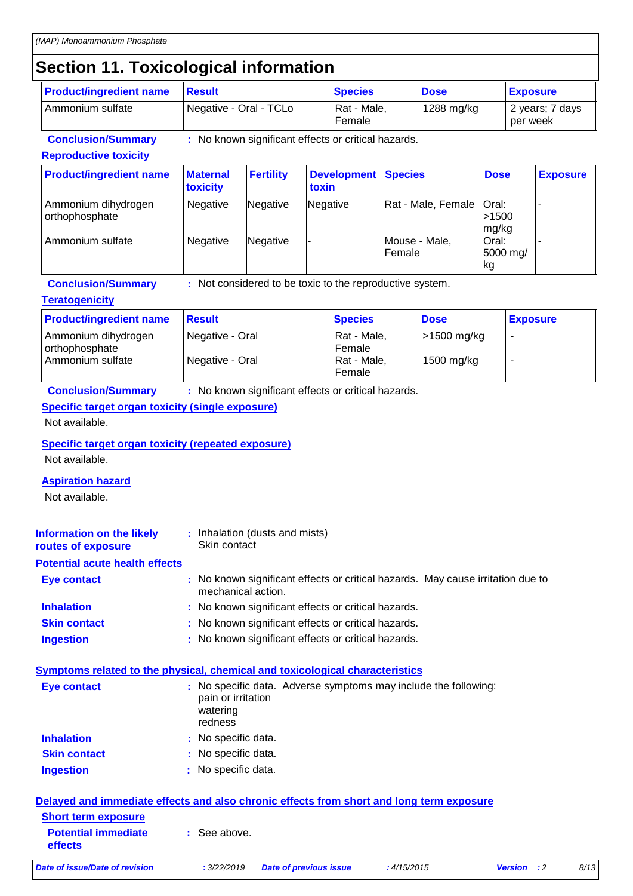# Section 11. Toxicological information

| Product/ingredient name | Result | Species | Dose | Exposure |
|---|---|---|---|---|
| Ammonium sulfate | Negative - Oral - TCLo | Rat - Male, Female | 1288 mg/kg | 2 years; 7 days per week |

**Conclusion/Summary** : No known significant effects or critical hazards.

### Reproductive toxicity

| Product/ingredient name | Maternal toxity | Fertility | Development toxin | Species | Dose | Exposure |
|---|---|---|---|---|---|---|
| Ammonium dihydrogen orthophosphate | Negative | Negative | Negative | Rat - Male, Female | Oral: >1500 mg/kg | - |
| Ammonium sulfate | Negative | Negative | - | Mouse - Male, Female | Oral: 5000 mg/kg | - |

**Conclusion/Summary** : Not considered to be toxic to the reproductive system.

### Teratogenicity

| Product/ingredient name | Result | Species | Dose | Exposure |
|---|---|---|---|---|
| Ammonium dihydrogen orthophosphate | Negative - Oral | Rat - Male, Female | >1500 mg/kg | - |
| Ammonium sulfate | Negative - Oral | Rat - Male, Female | 1500 mg/kg | - |

**Conclusion/Summary** : No known significant effects or critical hazards.

### Specific target organ toxicity (single exposure)

Not available.

### Specific target organ toxicity (repeated exposure)

Not available.

### Aspiration hazard

Not available.

**Information on the likely routes of exposure** : Inhalation (dusts and mists)
Skin contact

### Potential acute health effects

**Eye contact** : No known significant effects or critical hazards. May cause irritation due to mechanical action.

**Inhalation** : No known significant effects or critical hazards.

**Skin contact** : No known significant effects or critical hazards.

**Ingestion** : No known significant effects or critical hazards.

### Symptoms related to the physical, chemical and toxicological characteristics

**Eye contact** : No specific data. Adverse symptoms may include the following:
pain or irritation
watering
redness

**Inhalation** : No specific data.

**Skin contact** : No specific data.

**Ingestion** : No specific data.

### Delayed and immediate effects and also chronic effects from short and long term exposure

#### Short term exposure

**Potential immediate effects** : See above.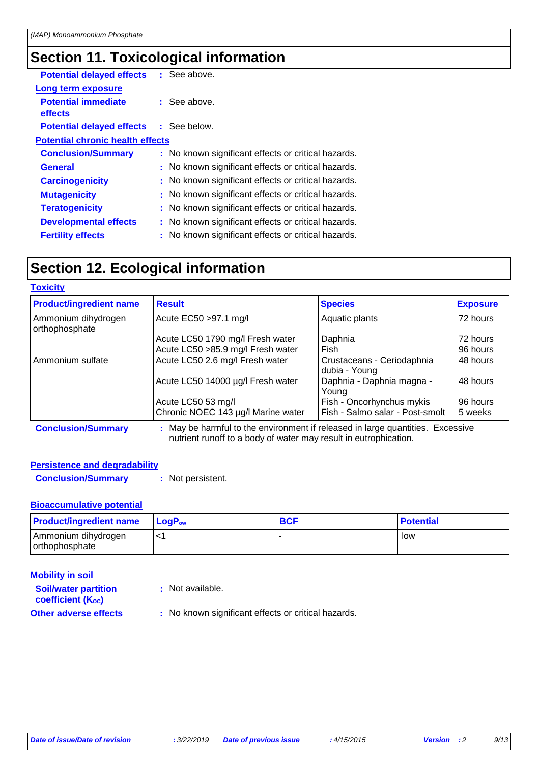## Section 11. Toxicological information

**Potential delayed effects** : See above.

**Long term exposure**

**Potential immediate effects** : See above.

**Potential delayed effects** : See below.

**Potential chronic health effects**

**Conclusion/Summary** : No known significant effects or critical hazards.

**General** : No known significant effects or critical hazards.

**Carcinogenicity** : No known significant effects or critical hazards.

**Mutagenicity** : No known significant effects or critical hazards.

**Teratogenicity** : No known significant effects or critical hazards.

**Developmental effects** : No known significant effects or critical hazards.

**Fertility effects** : No known significant effects or critical hazards.

## Section 12. Ecological information

**Toxicity**

| Product/ingredient name | Result | Species | Exposure |
|---|---|---|---|
| Ammonium dihydrogen orthophosphate | Acute EC50 >97.1 mg/l | Aquatic plants | 72 hours |
| | Acute LC50 1790 mg/l Fresh water | Daphnia | 72 hours |
| | Acute LC50 >85.9 mg/l Fresh water | Fish | 96 hours |
| Ammonium sulfate | Acute LC50 2.6 mg/l Fresh water | Crustaceans - Ceriodaphnia dubia - Young | 48 hours |
| | Acute LC50 14000 µg/l Fresh water | Daphnia - Daphnia magna - Young | 48 hours |
| | Acute LC50 53 mg/l | Fish - Oncorhynchus mykis | 96 hours |
| | Chronic NOEC 143 µg/l Marine water | Fish - Salmo salar - Post-smolt | 5 weeks |

**Conclusion/Summary** : May be harmful to the environment if released in large quantities. Excessive nutrient runoff to a body of water may result in eutrophication.

**Persistence and degradability**

**Conclusion/Summary** : Not persistent.

**Bioaccumulative potential**

| Product/ingredient name | $LogP_{ow}$ | BCF | Potential |
|---|---|---|---|
| Ammonium dihydrogen orthophosphate | <1 | - | low |

**Mobility in soil**

**Soil/water partition coefficient ($K_{OC}$)** : Not available.

**Other adverse effects** : No known significant effects or critical hazards.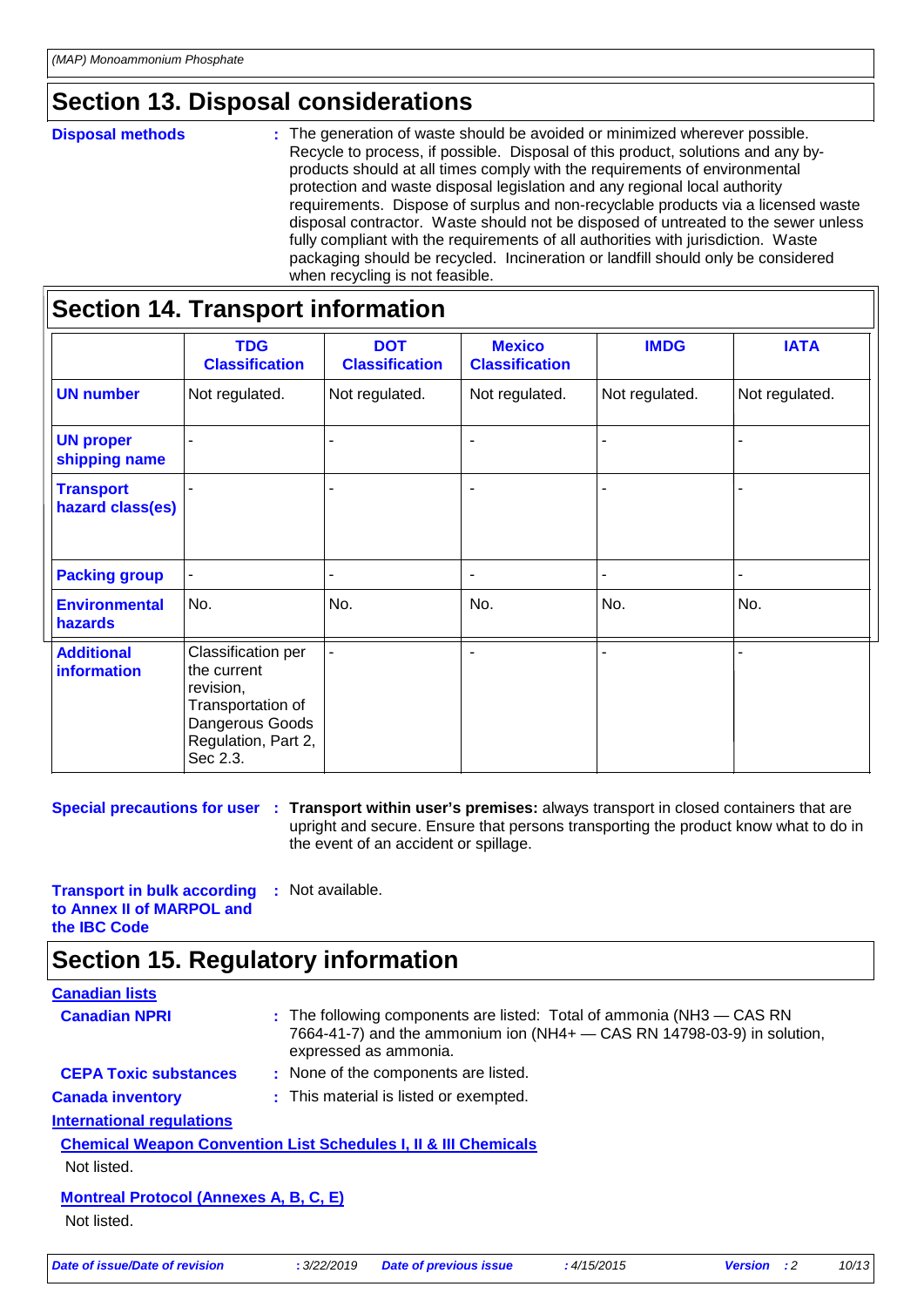## Section 13. Disposal considerations

**Disposal methods** : The generation of waste should be avoided or minimized wherever possible. Recycle to process, if possible. Disposal of this product, solutions and any by-products should at all times comply with the requirements of environmental protection and waste disposal legislation and any regional local authority requirements. Dispose of surplus and non-recyclable products via a licensed waste disposal contractor. Waste should not be disposed of untreated to the sewer unless fully compliant with the requirements of all authorities with jurisdiction. Waste packaging should be recycled. Incineration or landfill should only be considered when recycling is not feasible.

## Section 14. Transport information

| | TDG Classification | DOT Classification | Mexico Classification | IMDG | IATA |
|---|---|---|---|---|---|
| **UN number** | Not regulated. | Not regulated. | Not regulated. | Not regulated. | Not regulated. |
| **UN proper shipping name** | - | - | - | - | - |
| **Transport hazard class(es)** | - | - | - | - | - |
| **Packing group** | - | - | - | - | - |
| **Environmental hazards** | No. | No. | No. | No. | No. |
| **Additional information** | Classification per the current revision, Transportation of Dangerous Goods Regulation, Part 2, Sec 2.3. | - | - | - | - |

**Special precautions for user** : **Transport within user's premises:** always transport in closed containers that are upright and secure. Ensure that persons transporting the product know what to do in the event of an accident or spillage.

**Transport in bulk according to Annex II of MARPOL and the IBC Code** : Not available.

## Section 15. Regulatory information

**Canadian lists**

**Canadian NPRI** : The following components are listed: Total of ammonia ($NH_3$ — CAS RN 7664-41-7) and the ammonium ion ($NH_4^+$ — CAS RN 14798-03-9) in solution, expressed as ammonia.

**CEPA Toxic substances** : None of the components are listed.

**Canada inventory** : This material is listed or exempted.

**International regulations**

**Chemical Weapon Convention List Schedules I, II & III Chemicals**

Not listed.

**Montreal Protocol (Annexes A, B, C, E)**

Not listed.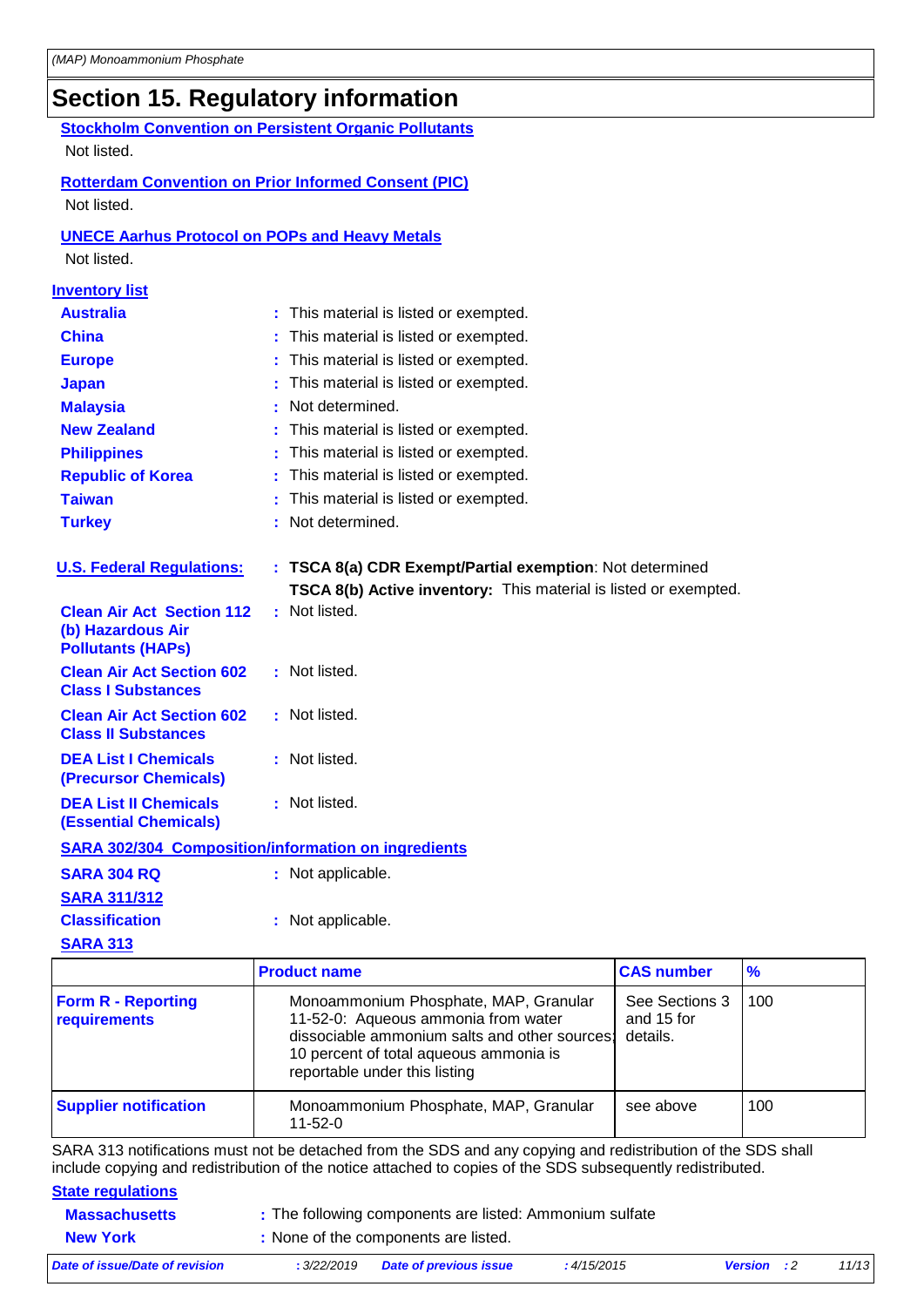# Section 15. Regulatory information

**Stockholm Convention on Persistent Organic Pollutants**

Not listed.

**Rotterdam Convention on Prior Informed Consent (PIC)**

Not listed.

**UNECE Aarhus Protocol on POPs and Heavy Metals**

Not listed.

**Inventory list**

**Australia** : This material is listed or exempted.

**China** : This material is listed or exempted.

**Europe** : This material is listed or exempted.

**Japan** : This material is listed or exempted.

**Malaysia** : Not determined.

**New Zealand** : This material is listed or exempted.

**Philippines** : This material is listed or exempted.

**Republic of Korea** : This material is listed or exempted.

**Taiwan** : This material is listed or exempted.

**Turkey** : Not determined.

**U.S. Federal Regulations:** : **TSCA 8(a) CDR Exempt/Partial exemption**: Not determined
**TSCA 8(b) Active inventory:** This material is listed or exempted.

**Clean Air Act Section 112 (b) Hazardous Air Pollutants (HAPs)** : Not listed.

**Clean Air Act Section 602 Class I Substances** : Not listed.

**Clean Air Act Section 602 Class II Substances** : Not listed.

**DEA List I Chemicals (Precursor Chemicals)** : Not listed.

**DEA List II Chemicals (Essential Chemicals)** : Not listed.

**SARA 302/304 Composition/information on ingredients**

**SARA 304 RQ** : Not applicable.

**SARA 311/312**

**Classification** : Not applicable.

**SARA 313**

| | Product name | CAS number | % |
|---|---|---|---|
| **Form R - Reporting requirements** | Monoammonium Phosphate, MAP, Granular 11-52-0: Aqueous ammonia from water dissociable ammonium salts and other sources; 10 percent of total aqueous ammonia is reportable under this listing | See Sections 3 and 15 for details. | 100 |
| **Supplier notification** | Monoammonium Phosphate, MAP, Granular 11-52-0 | see above | 100 |

SARA 313 notifications must not be detached from the SDS and any copying and redistribution of the SDS shall include copying and redistribution of the notice attached to copies of the SDS subsequently redistributed.

**State regulations**

**Massachusetts** : The following components are listed: Ammonium sulfate

**New York** : None of the components are listed.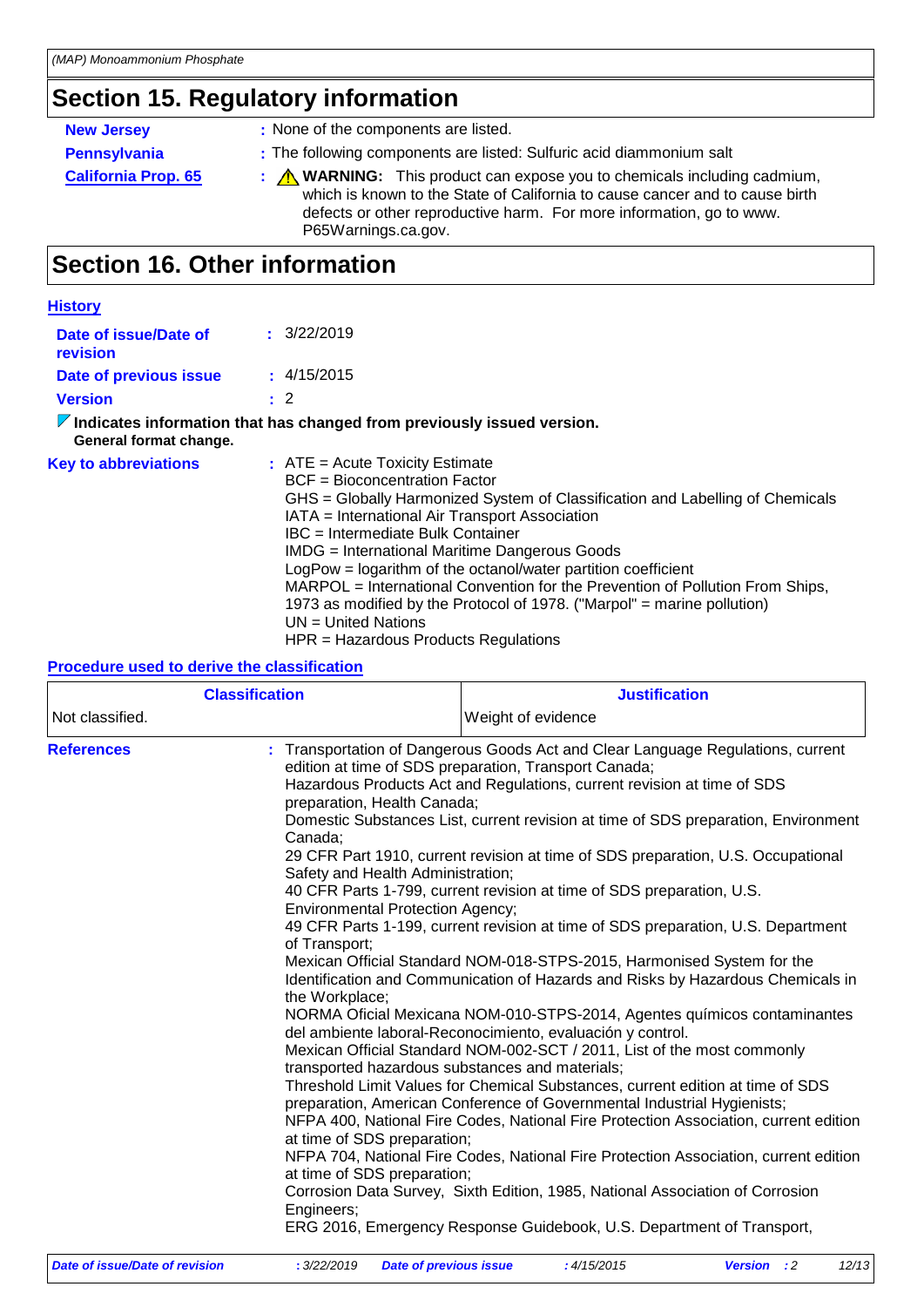## Section 15. Regulatory information

**New Jersey** : None of the components are listed.

**Pennsylvania** : The following components are listed: Sulfuric acid diammonium salt

**California Prop. 65** : ⚠ **WARNING:** This product can expose you to chemicals including cadmium, which is known to the State of California to cause cancer and to cause birth defects or other reproductive harm. For more information, go to www. P65Warnings.ca.gov.

## Section 16. Other information

**History**

**Date of issue/Date of revision** : 3/22/2019

**Date of previous issue** : 4/15/2015

**Version** : 2

**Indicates information that has changed from previously issued version.**
**General format change.**

**Key to abbreviations** :
ATE = Acute Toxicity Estimate
BCF = Bioconcentration Factor
GHS = Globally Harmonized System of Classification and Labelling of Chemicals
IATA = International Air Transport Association
IBC = Intermediate Bulk Container
IMDG = International Maritime Dangerous Goods
LogPow = logarithm of the octanol/water partition coefficient
MARPOL = International Convention for the Prevention of Pollution From Ships, 1973 as modified by the Protocol of 1978. ("Marpol" = marine pollution)
UN = United Nations
HPR = Hazardous Products Regulations

**Procedure used to derive the classification**

| Classification | Justification |
|---|---|
| Not classified. | Weight of evidence |

**References** :
Transportation of Dangerous Goods Act and Clear Language Regulations, current edition at time of SDS preparation, Transport Canada;
Hazardous Products Act and Regulations, current revision at time of SDS preparation, Health Canada;
Domestic Substances List, current revision at time of SDS preparation, Environment Canada;
29 CFR Part 1910, current revision at time of SDS preparation, U.S. Occupational Safety and Health Administration;
40 CFR Parts 1-799, current revision at time of SDS preparation, U.S. Environmental Protection Agency;
49 CFR Parts 1-199, current revision at time of SDS preparation, U.S. Department of Transport;
Mexican Official Standard NOM-018-STPS-2015, Harmonised System for the Identification and Communication of Hazards and Risks by Hazardous Chemicals in the Workplace;
NORMA Oficial Mexicana NOM-010-STPS-2014, Agentes químicos contaminantes del ambiente laboral-Reconocimiento, evaluación y control.
Mexican Official Standard NOM-002-SCT / 2011, List of the most commonly transported hazardous substances and materials;
Threshold Limit Values for Chemical Substances, current edition at time of SDS preparation, American Conference of Governmental Industrial Hygienists;
NFPA 400, National Fire Codes, National Fire Protection Association, current edition at time of SDS preparation;
NFPA 704, National Fire Codes, National Fire Protection Association, current edition at time of SDS preparation;
Corrosion Data Survey, Sixth Edition, 1985, National Association of Corrosion Engineers;
ERG 2016, Emergency Response Guidebook, U.S. Department of Transport,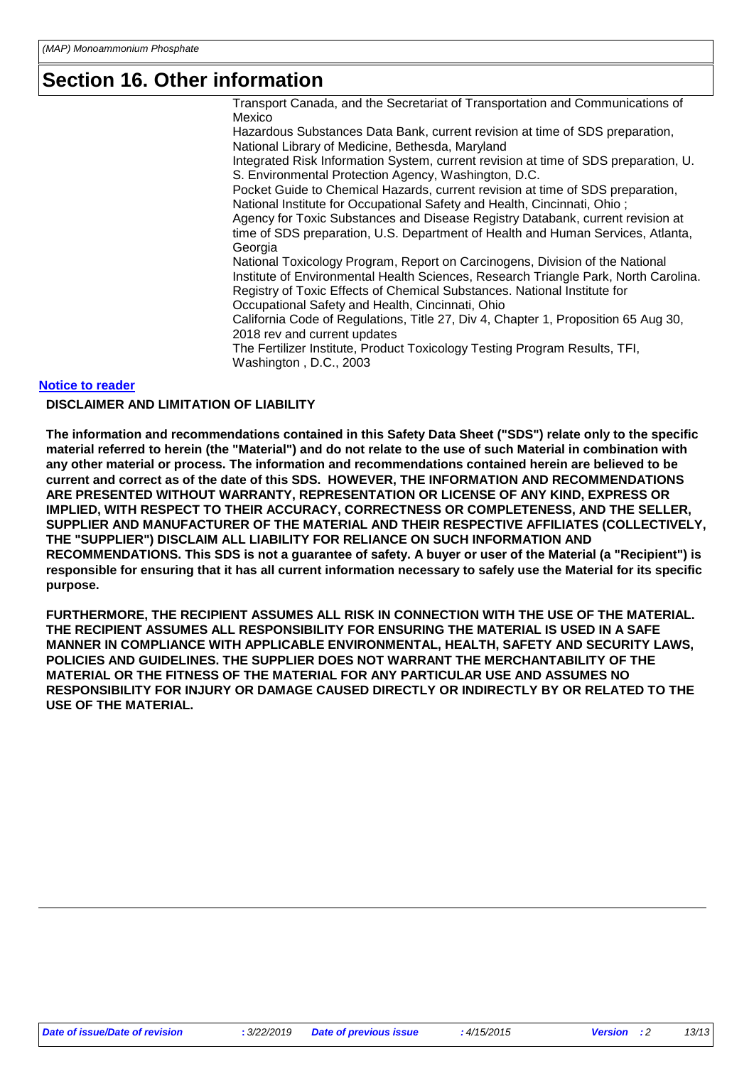## Section 16. Other information

Transport Canada, and the Secretariat of Transportation and Communications of Mexico
Hazardous Substances Data Bank, current revision at time of SDS preparation, National Library of Medicine, Bethesda, Maryland
Integrated Risk Information System, current revision at time of SDS preparation, U. S. Environmental Protection Agency, Washington, D.C.
Pocket Guide to Chemical Hazards, current revision at time of SDS preparation, National Institute for Occupational Safety and Health, Cincinnati, Ohio ;
Agency for Toxic Substances and Disease Registry Databank, current revision at time of SDS preparation, U.S. Department of Health and Human Services, Atlanta, Georgia
National Toxicology Program, Report on Carcinogens, Division of the National Institute of Environmental Health Sciences, Research Triangle Park, North Carolina.
Registry of Toxic Effects of Chemical Substances. National Institute for Occupational Safety and Health, Cincinnati, Ohio
California Code of Regulations, Title 27, Div 4, Chapter 1, Proposition 65 Aug 30, 2018 rev and current updates
The Fertilizer Institute, Product Toxicology Testing Program Results, TFI, Washington , D.C., 2003

**Notice to reader**

**DISCLAIMER AND LIMITATION OF LIABILITY**

**The information and recommendations contained in this Safety Data Sheet ("SDS") relate only to the specific material referred to herein (the "Material") and do not relate to the use of such Material in combination with any other material or process. The information and recommendations contained herein are believed to be current and correct as of the date of this SDS. HOWEVER, THE INFORMATION AND RECOMMENDATIONS ARE PRESENTED WITHOUT WARRANTY, REPRESENTATION OR LICENSE OF ANY KIND, EXPRESS OR IMPLIED, WITH RESPECT TO THEIR ACCURACY, CORRECTNESS OR COMPLETENESS, AND THE SELLER, SUPPLIER AND MANUFACTURER OF THE MATERIAL AND THEIR RESPECTIVE AFFILIATES (COLLECTIVELY, THE "SUPPLIER") DISCLAIM ALL LIABILITY FOR RELIANCE ON SUCH INFORMATION AND RECOMMENDATIONS. This SDS is not a guarantee of safety. A buyer or user of the Material (a "Recipient") is responsible for ensuring that it has all current information necessary to safely use the Material for its specific purpose.**

**FURTHERMORE, THE RECIPIENT ASSUMES ALL RISK IN CONNECTION WITH THE USE OF THE MATERIAL. THE RECIPIENT ASSUMES ALL RESPONSIBILITY FOR ENSURING THE MATERIAL IS USED IN A SAFE MANNER IN COMPLIANCE WITH APPLICABLE ENVIRONMENTAL, HEALTH, SAFETY AND SECURITY LAWS, POLICIES AND GUIDELINES. THE SUPPLIER DOES NOT WARRANT THE MERCHANTABILITY OF THE MATERIAL OR THE FITNESS OF THE MATERIAL FOR ANY PARTICULAR USE AND ASSUMES NO RESPONSIBILITY FOR INJURY OR DAMAGE CAUSED DIRECTLY OR INDIRECTLY BY OR RELATED TO THE USE OF THE MATERIAL.**